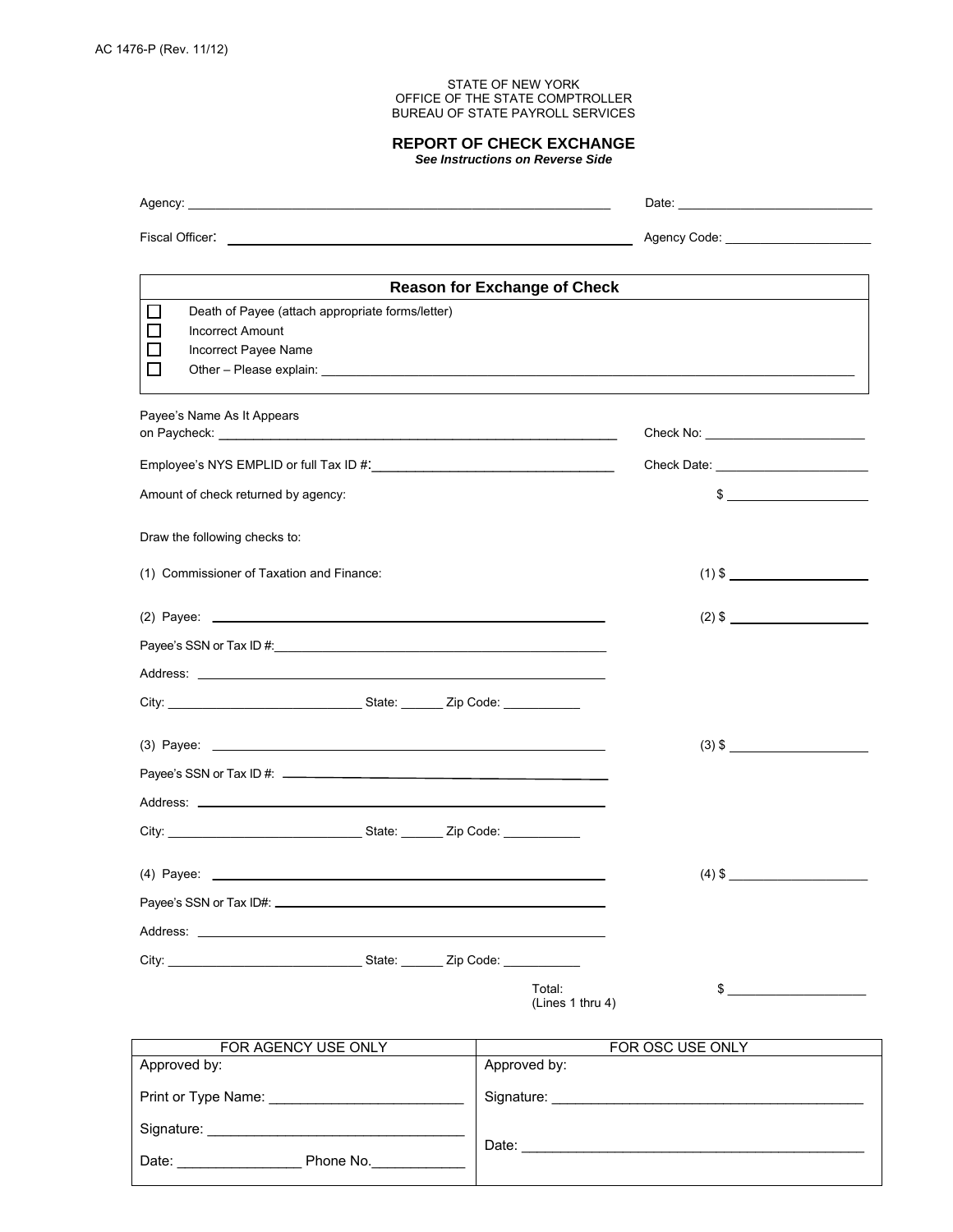AC 1476-P (Rev. 11/12)

STATE OF NEW YORK
OFFICE OF THE STATE COMPTROLLER
BUREAU OF STATE PAYROLL SERVICES

## REPORT OF CHECK EXCHANGE

***See Instructions on Reverse Side***

Agency: ______________________________ Date: ______________________

Fiscal Officer: ______________________________ Agency Code: ______________________

| Reason for Exchange of Check |
|---|
| ☐ Death of Payee (attach appropriate forms/letter) |
| ☐ Incorrect Amount |
| ☐ Incorrect Payee Name |
| ☐ Other – Please explain: ______________________________ |

Payee's Name As It Appears on Paycheck: ______________________________ Check No: ______________________

Employee's NYS EMPLID or full Tax ID #: ______________________________ Check Date: ______________________

Amount of check returned by agency: $ ______________________

Draw the following checks to:

(1) Commissioner of Taxation and Finance: (1) $ ______________________

(2) Payee: ______________________________ (2) $ ______________________

Payee's SSN or Tax ID #: ______________________________

Address: ______________________________

City: ______________ State: ______ Zip Code: ___________

(3) Payee: ______________________________ (3) $ ______________________

Payee's SSN or Tax ID #: ______________________________

Address: ______________________________

City: ______________ State: ______ Zip Code: ___________

(4) Payee: ______________________________ (4) $ ______________________

Payee's SSN or Tax ID#: ______________________________

Address: ______________________________

City: ______________ State: ______ Zip Code: ___________

Total: (Lines 1 thru 4) $ ______________________

| FOR AGENCY USE ONLY | FOR OSC USE ONLY |
|---|---|
| Approved by: | Approved by: |
| Print or Type Name: ________________________ | Signature: ________________________ |
| Signature: ________________________ | Date: ________________________ |
| Date: ________________ Phone No.____________ | |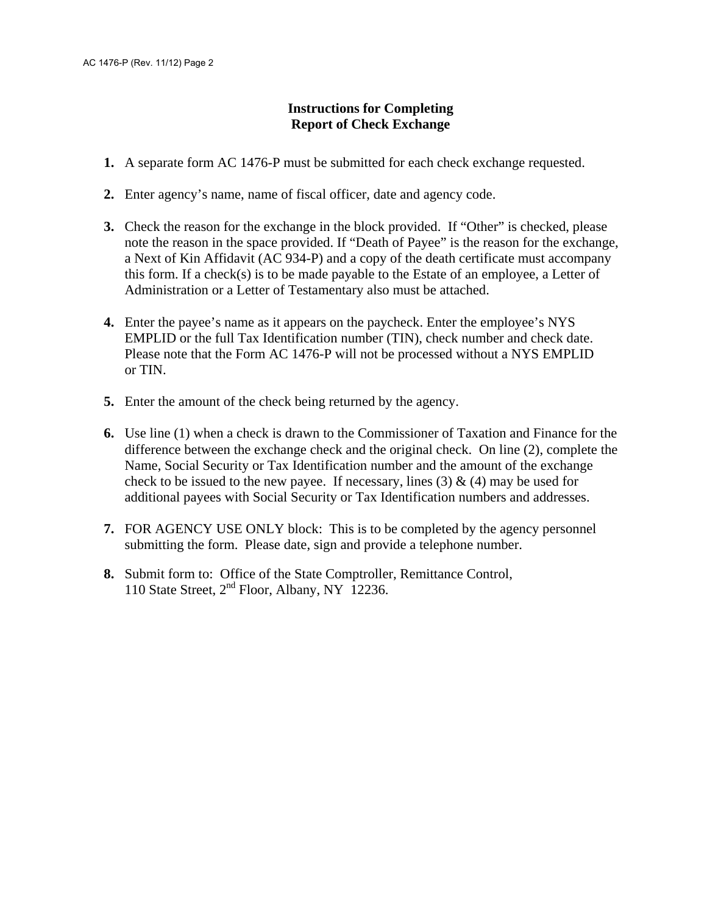## Instructions for Completing Report of Check Exchange

1. A separate form AC 1476-P must be submitted for each check exchange requested.

2. Enter agency's name, name of fiscal officer, date and agency code.

3. Check the reason for the exchange in the block provided. If "Other" is checked, please note the reason in the space provided. If "Death of Payee" is the reason for the exchange, a Next of Kin Affidavit (AC 934-P) and a copy of the death certificate must accompany this form. If a check(s) is to be made payable to the Estate of an employee, a Letter of Administration or a Letter of Testamentary also must be attached.

4. Enter the payee's name as it appears on the paycheck. Enter the employee's NYS EMPLID or the full Tax Identification number (TIN), check number and check date. Please note that the Form AC 1476-P will not be processed without a NYS EMPLID or TIN.

5. Enter the amount of the check being returned by the agency.

6. Use line (1) when a check is drawn to the Commissioner of Taxation and Finance for the difference between the exchange check and the original check. On line (2), complete the Name, Social Security or Tax Identification number and the amount of the exchange check to be issued to the new payee. If necessary, lines (3) & (4) may be used for additional payees with Social Security or Tax Identification numbers and addresses.

7. FOR AGENCY USE ONLY block: This is to be completed by the agency personnel submitting the form. Please date, sign and provide a telephone number.

8. Submit form to: Office of the State Comptroller, Remittance Control, 110 State Street, 2nd Floor, Albany, NY 12236.